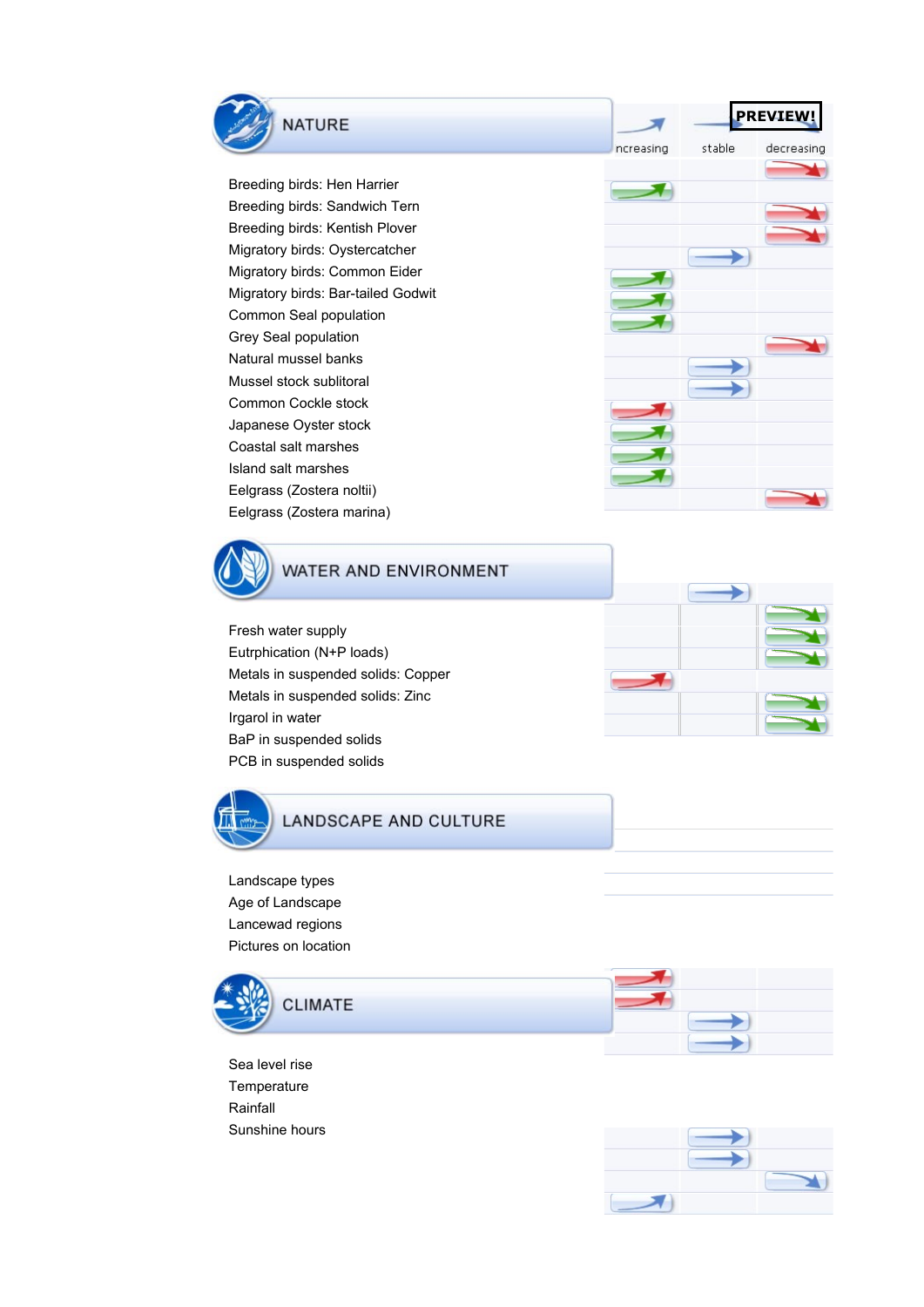PREVIEW!

## NATURE

increasing | stable | decreasing

- Breeding birds: Hen Harrier
- Breeding birds: Sandwich Tern
- Breeding birds: Kentish Plover
- Migratory birds: Oystercatcher
- Migratory birds: Common Eider
- Migratory birds: Bar-tailed Godwit
- Common Seal population
- Grey Seal population
- Natural mussel banks
- Mussel stock sublitoral
- Common Cockle stock
- Japanese Oyster stock
- Coastal salt marshes
- Island salt marshes
- Eelgrass (Zostera noltii)
- Eelgrass (Zostera marina)

## WATER AND ENVIRONMENT

- Fresh water supply
- Eutrphication (N+P loads)
- Metals in suspended solids: Copper
- Metals in suspended solids: Zinc
- Irgarol in water
- BaP in suspended solids
- PCB in suspended solids

## LANDSCAPE AND CULTURE

- Landscape types
- Age of Landscape
- Lancewad regions
- Pictures on location

## CLIMATE

- Sea level rise
- Temperature
- Rainfall
- Sunshine hours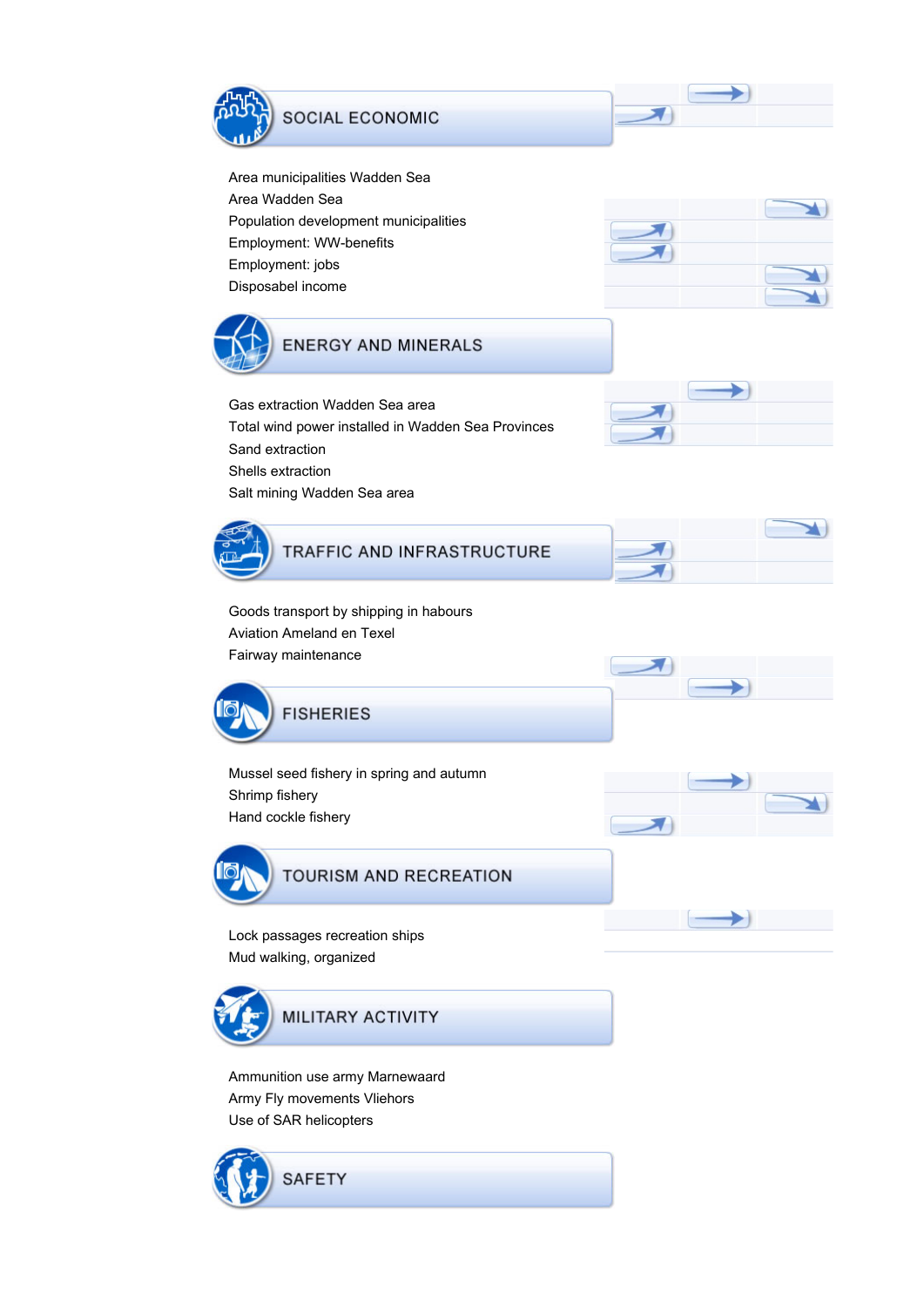## SOCIAL ECONOMIC

Area municipalities Wadden Sea
Area Wadden Sea
Population development municipalities
Employment: WW-benefits
Employment: jobs
Disposabel income

## ENERGY AND MINERALS

Gas extraction Wadden Sea area
Total wind power installed in Wadden Sea Provinces
Sand extraction
Shells extraction
Salt mining Wadden Sea area

## TRAFFIC AND INFRASTRUCTURE

Goods transport by shipping in habours
Aviation Ameland en Texel
Fairway maintenance

## FISHERIES

Mussel seed fishery in spring and autumn
Shrimp fishery
Hand cockle fishery

## TOURISM AND RECREATION

Lock passages recreation ships
Mud walking, organized

## MILITARY ACTIVITY

Ammunition use army Marnewaard
Army Fly movements Vliehors
Use of SAR helicopters

## SAFETY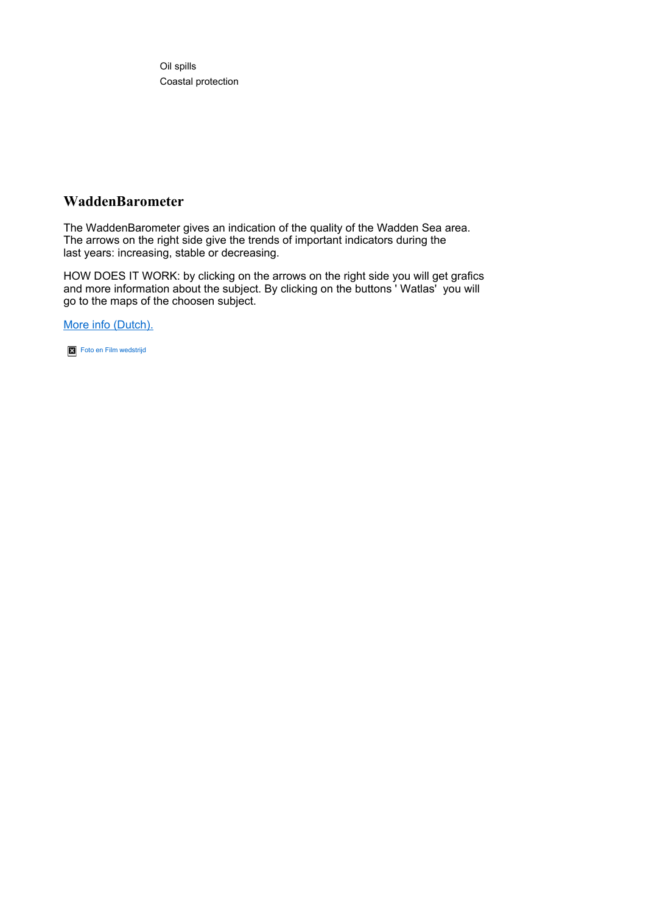Oil spills

Coastal protection

## WaddenBarometer

The WaddenBarometer gives an indication of the quality of the Wadden Sea area. The arrows on the right side give the trends of important indicators during the last years: increasing, stable or decreasing.

HOW DOES IT WORK: by clicking on the arrows on the right side you will get grafics and more information about the subject. By clicking on the buttons ' Watlas'  you will go to the maps of the choosen subject.

More info (Dutch).

Foto en Film wedstrijd